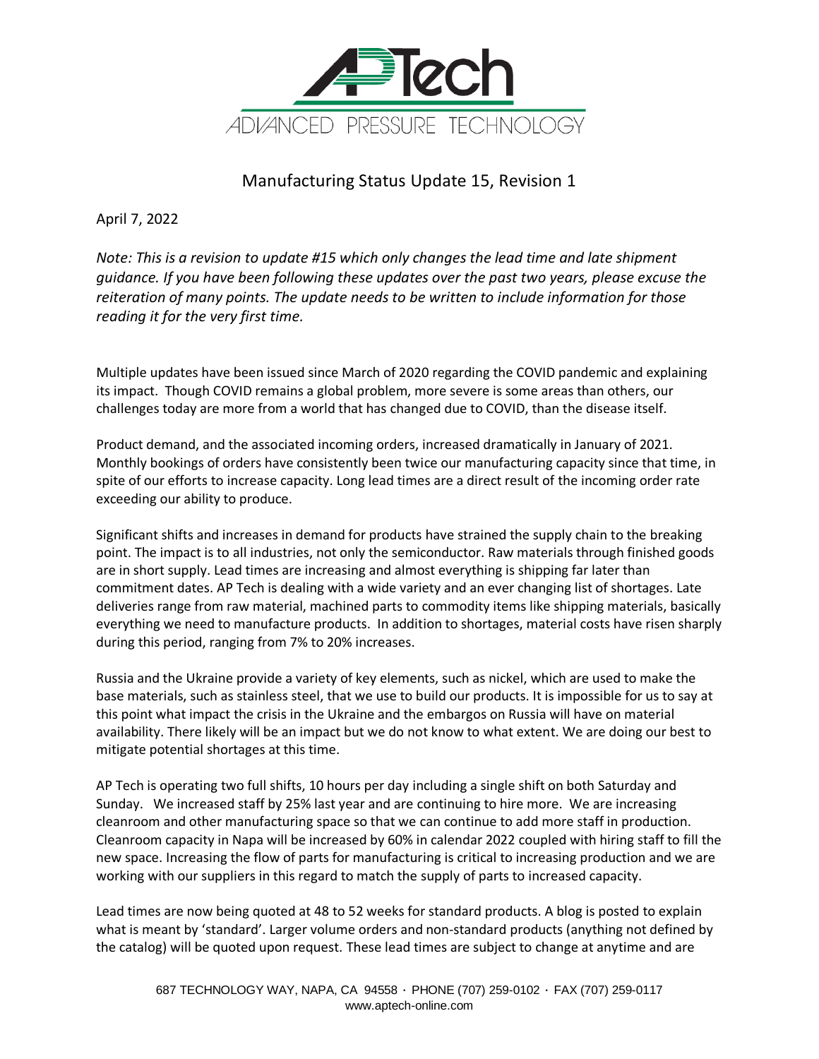# Manufacturing Status Update 15, Revision 1

April 7, 2022

*Note: This is a revision to update #15 which only changes the lead time and late shipment guidance. If you have been following these updates over the past two years, please excuse the reiteration of many points. The update needs to be written to include information for those reading it for the very first time.*

Multiple updates have been issued since March of 2020 regarding the COVID pandemic and explaining its impact. Though COVID remains a global problem, more severe is some areas than others, our challenges today are more from a world that has changed due to COVID, than the disease itself.

Product demand, and the associated incoming orders, increased dramatically in January of 2021. Monthly bookings of orders have consistently been twice our manufacturing capacity since that time, in spite of our efforts to increase capacity. Long lead times are a direct result of the incoming order rate exceeding our ability to produce.

Significant shifts and increases in demand for products have strained the supply chain to the breaking point. The impact is to all industries, not only the semiconductor. Raw materials through finished goods are in short supply. Lead times are increasing and almost everything is shipping far later than commitment dates. AP Tech is dealing with a wide variety and an ever changing list of shortages. Late deliveries range from raw material, machined parts to commodity items like shipping materials, basically everything we need to manufacture products. In addition to shortages, material costs have risen sharply during this period, ranging from 7% to 20% increases.

Russia and the Ukraine provide a variety of key elements, such as nickel, which are used to make the base materials, such as stainless steel, that we use to build our products. It is impossible for us to say at this point what impact the crisis in the Ukraine and the embargos on Russia will have on material availability. There likely will be an impact but we do not know to what extent. We are doing our best to mitigate potential shortages at this time.

AP Tech is operating two full shifts, 10 hours per day including a single shift on both Saturday and Sunday. We increased staff by 25% last year and are continuing to hire more. We are increasing cleanroom and other manufacturing space so that we can continue to add more staff in production. Cleanroom capacity in Napa will be increased by 60% in calendar 2022 coupled with hiring staff to fill the new space. Increasing the flow of parts for manufacturing is critical to increasing production and we are working with our suppliers in this regard to match the supply of parts to increased capacity.

Lead times are now being quoted at 48 to 52 weeks for standard products. A blog is posted to explain what is meant by 'standard'. Larger volume orders and non-standard products (anything not defined by the catalog) will be quoted upon request. These lead times are subject to change at anytime and are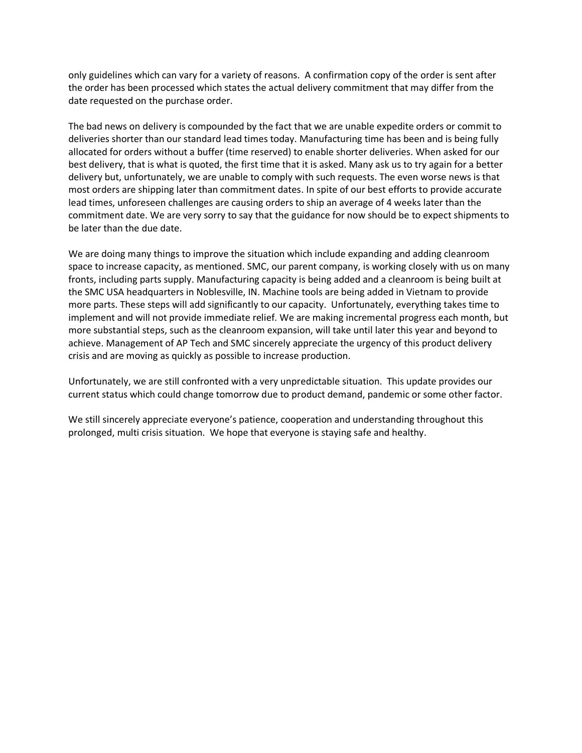only guidelines which can vary for a variety of reasons. A confirmation copy of the order is sent after the order has been processed which states the actual delivery commitment that may differ from the date requested on the purchase order.

The bad news on delivery is compounded by the fact that we are unable expedite orders or commit to deliveries shorter than our standard lead times today. Manufacturing time has been and is being fully allocated for orders without a buffer (time reserved) to enable shorter deliveries. When asked for our best delivery, that is what is quoted, the first time that it is asked. Many ask us to try again for a better delivery but, unfortunately, we are unable to comply with such requests. The even worse news is that most orders are shipping later than commitment dates. In spite of our best efforts to provide accurate lead times, unforeseen challenges are causing orders to ship an average of 4 weeks later than the commitment date. We are very sorry to say that the guidance for now should be to expect shipments to be later than the due date.

We are doing many things to improve the situation which include expanding and adding cleanroom space to increase capacity, as mentioned. SMC, our parent company, is working closely with us on many fronts, including parts supply. Manufacturing capacity is being added and a cleanroom is being built at the SMC USA headquarters in Noblesville, IN. Machine tools are being added in Vietnam to provide more parts. These steps will add significantly to our capacity. Unfortunately, everything takes time to implement and will not provide immediate relief. We are making incremental progress each month, but more substantial steps, such as the cleanroom expansion, will take until later this year and beyond to achieve. Management of AP Tech and SMC sincerely appreciate the urgency of this product delivery crisis and are moving as quickly as possible to increase production.

Unfortunately, we are still confronted with a very unpredictable situation. This update provides our current status which could change tomorrow due to product demand, pandemic or some other factor.

We still sincerely appreciate everyone's patience, cooperation and understanding throughout this prolonged, multi crisis situation. We hope that everyone is staying safe and healthy.